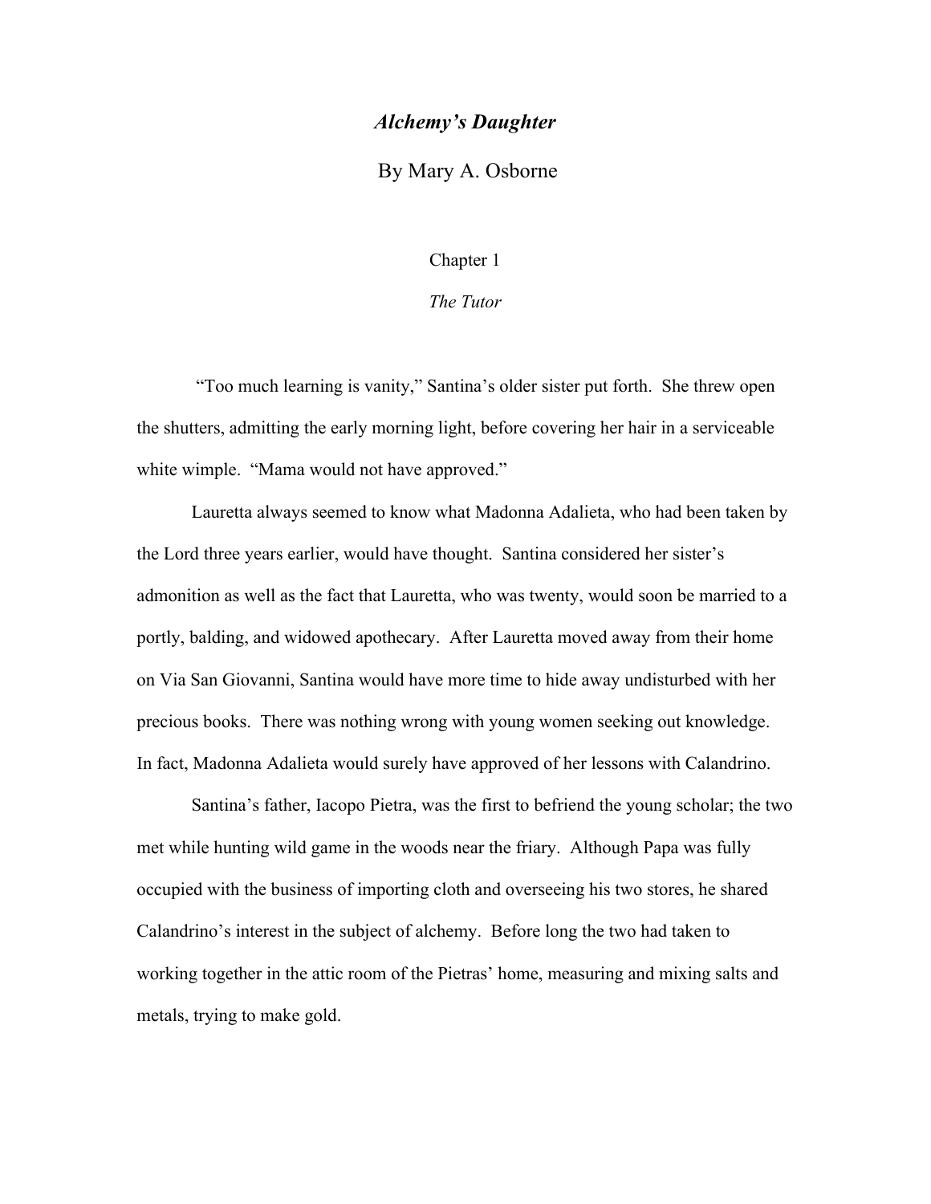# *Alchemy's Daughter*

By Mary A. Osborne

## Chapter 1

### *The Tutor*

"Too much learning is vanity," Santina's older sister put forth. She threw open the shutters, admitting the early morning light, before covering her hair in a serviceable white wimple. "Mama would not have approved."

Lauretta always seemed to know what Madonna Adalieta, who had been taken by the Lord three years earlier, would have thought. Santina considered her sister's admonition as well as the fact that Lauretta, who was twenty, would soon be married to a portly, balding, and widowed apothecary. After Lauretta moved away from their home on Via San Giovanni, Santina would have more time to hide away undisturbed with her precious books. There was nothing wrong with young women seeking out knowledge. In fact, Madonna Adalieta would surely have approved of her lessons with Calandrino.

Santina's father, Iacopo Pietra, was the first to befriend the young scholar; the two met while hunting wild game in the woods near the friary. Although Papa was fully occupied with the business of importing cloth and overseeing his two stores, he shared Calandrino's interest in the subject of alchemy. Before long the two had taken to working together in the attic room of the Pietras' home, measuring and mixing salts and metals, trying to make gold.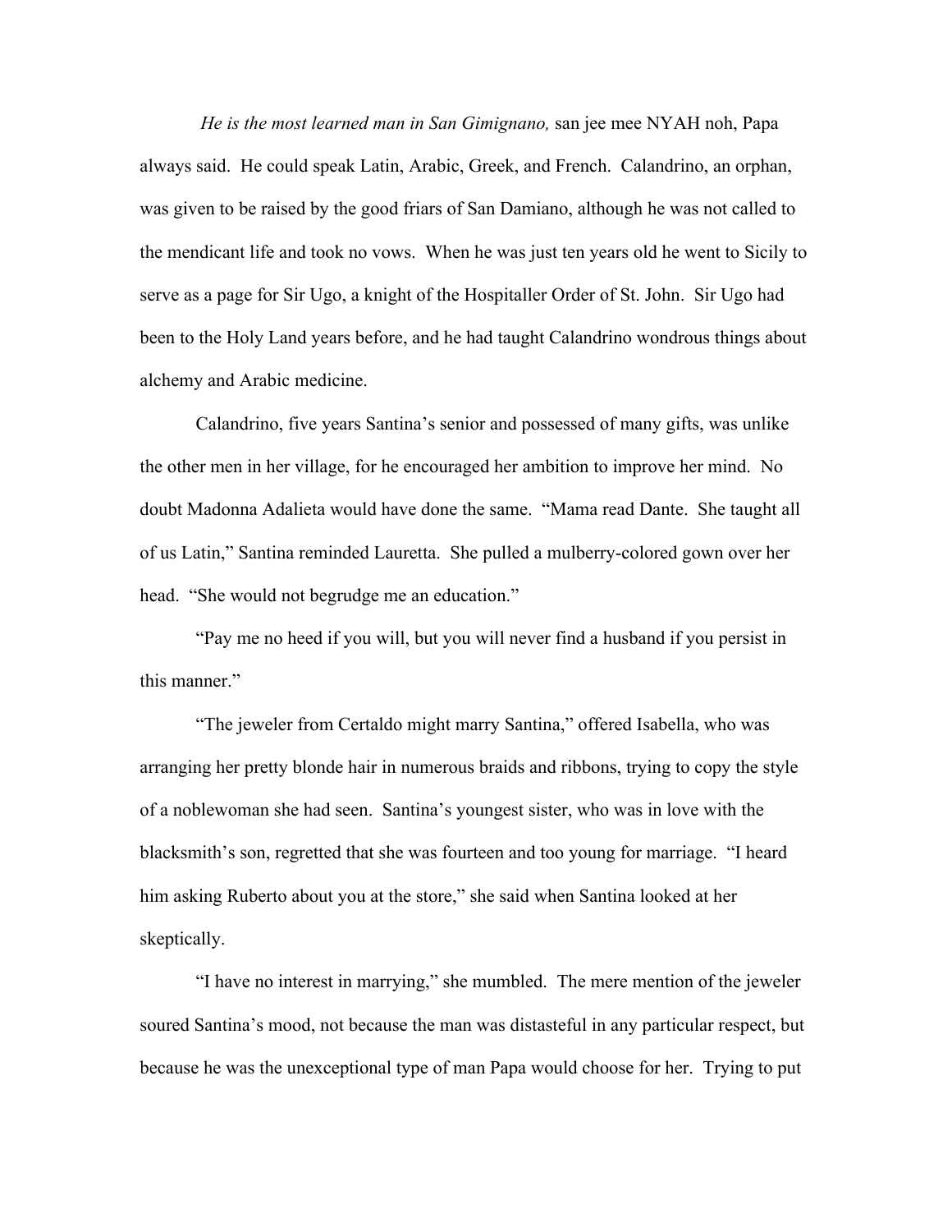*He is the most learned man in San Gimignano,* san jee mee NYAH noh, Papa always said. He could speak Latin, Arabic, Greek, and French. Calandrino, an orphan, was given to be raised by the good friars of San Damiano, although he was not called to the mendicant life and took no vows. When he was just ten years old he went to Sicily to serve as a page for Sir Ugo, a knight of the Hospitaller Order of St. John. Sir Ugo had been to the Holy Land years before, and he had taught Calandrino wondrous things about alchemy and Arabic medicine.

Calandrino, five years Santina's senior and possessed of many gifts, was unlike the other men in her village, for he encouraged her ambition to improve her mind. No doubt Madonna Adalieta would have done the same. "Mama read Dante. She taught all of us Latin," Santina reminded Lauretta. She pulled a mulberry-colored gown over her head. "She would not begrudge me an education."

"Pay me no heed if you will, but you will never find a husband if you persist in this manner."

"The jeweler from Certaldo might marry Santina," offered Isabella, who was arranging her pretty blonde hair in numerous braids and ribbons, trying to copy the style of a noblewoman she had seen. Santina's youngest sister, who was in love with the blacksmith's son, regretted that she was fourteen and too young for marriage. "I heard him asking Ruberto about you at the store," she said when Santina looked at her skeptically.

"I have no interest in marrying," she mumbled. The mere mention of the jeweler soured Santina's mood, not because the man was distasteful in any particular respect, but because he was the unexceptional type of man Papa would choose for her. Trying to put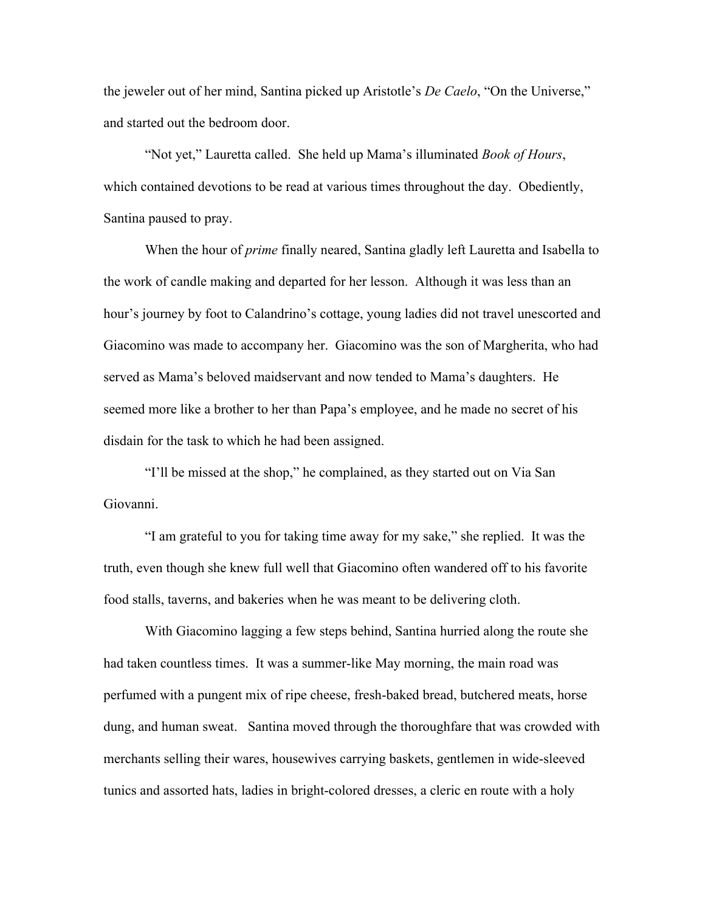the jeweler out of her mind, Santina picked up Aristotle's *De Caelo*, "On the Universe," and started out the bedroom door.

"Not yet," Lauretta called. She held up Mama's illuminated *Book of Hours*, which contained devotions to be read at various times throughout the day. Obediently, Santina paused to pray.

When the hour of *prime* finally neared, Santina gladly left Lauretta and Isabella to the work of candle making and departed for her lesson. Although it was less than an hour's journey by foot to Calandrino's cottage, young ladies did not travel unescorted and Giacomino was made to accompany her. Giacomino was the son of Margherita, who had served as Mama's beloved maidservant and now tended to Mama's daughters. He seemed more like a brother to her than Papa's employee, and he made no secret of his disdain for the task to which he had been assigned.

"I'll be missed at the shop," he complained, as they started out on Via San Giovanni.

"I am grateful to you for taking time away for my sake," she replied. It was the truth, even though she knew full well that Giacomino often wandered off to his favorite food stalls, taverns, and bakeries when he was meant to be delivering cloth.

With Giacomino lagging a few steps behind, Santina hurried along the route she had taken countless times. It was a summer-like May morning, the main road was perfumed with a pungent mix of ripe cheese, fresh-baked bread, butchered meats, horse dung, and human sweat. Santina moved through the thoroughfare that was crowded with merchants selling their wares, housewives carrying baskets, gentlemen in wide-sleeved tunics and assorted hats, ladies in bright-colored dresses, a cleric en route with a holy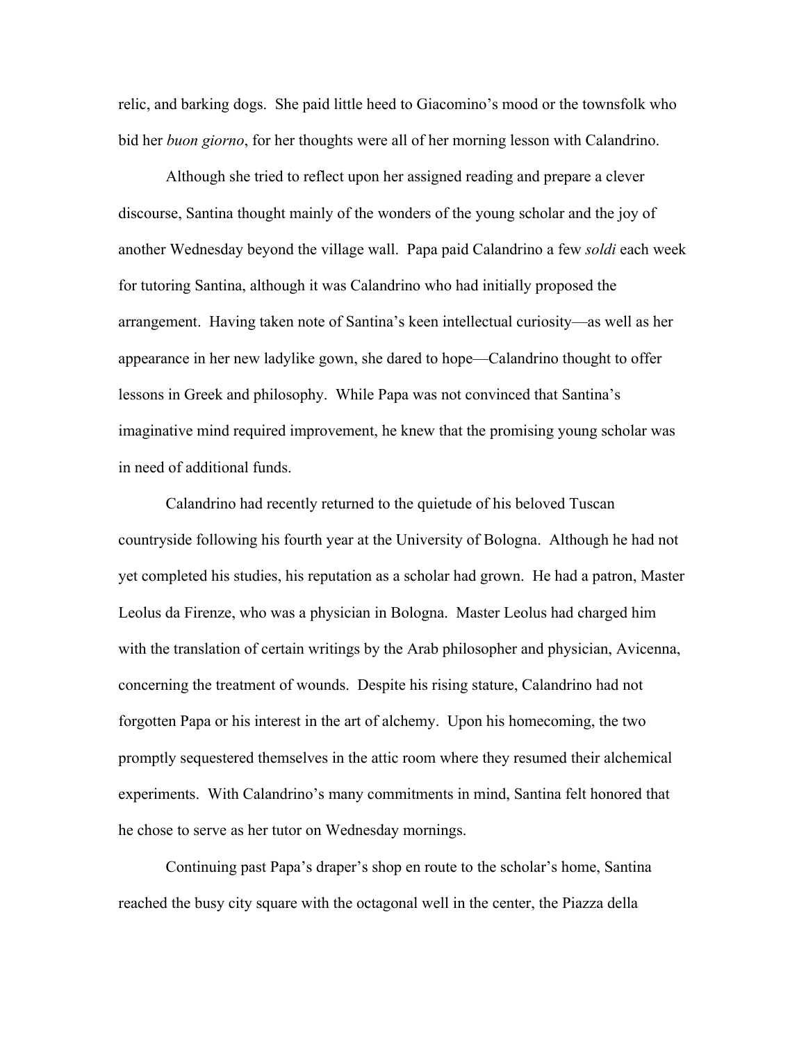relic, and barking dogs. She paid little heed to Giacomino's mood or the townsfolk who bid her *buon giorno*, for her thoughts were all of her morning lesson with Calandrino.

Although she tried to reflect upon her assigned reading and prepare a clever discourse, Santina thought mainly of the wonders of the young scholar and the joy of another Wednesday beyond the village wall. Papa paid Calandrino a few *soldi* each week for tutoring Santina, although it was Calandrino who had initially proposed the arrangement. Having taken note of Santina's keen intellectual curiosity—as well as her appearance in her new ladylike gown, she dared to hope—Calandrino thought to offer lessons in Greek and philosophy. While Papa was not convinced that Santina's imaginative mind required improvement, he knew that the promising young scholar was in need of additional funds.

Calandrino had recently returned to the quietude of his beloved Tuscan countryside following his fourth year at the University of Bologna. Although he had not yet completed his studies, his reputation as a scholar had grown. He had a patron, Master Leolus da Firenze, who was a physician in Bologna. Master Leolus had charged him with the translation of certain writings by the Arab philosopher and physician, Avicenna, concerning the treatment of wounds. Despite his rising stature, Calandrino had not forgotten Papa or his interest in the art of alchemy. Upon his homecoming, the two promptly sequestered themselves in the attic room where they resumed their alchemical experiments. With Calandrino's many commitments in mind, Santina felt honored that he chose to serve as her tutor on Wednesday mornings.

Continuing past Papa's draper's shop en route to the scholar's home, Santina reached the busy city square with the octagonal well in the center, the Piazza della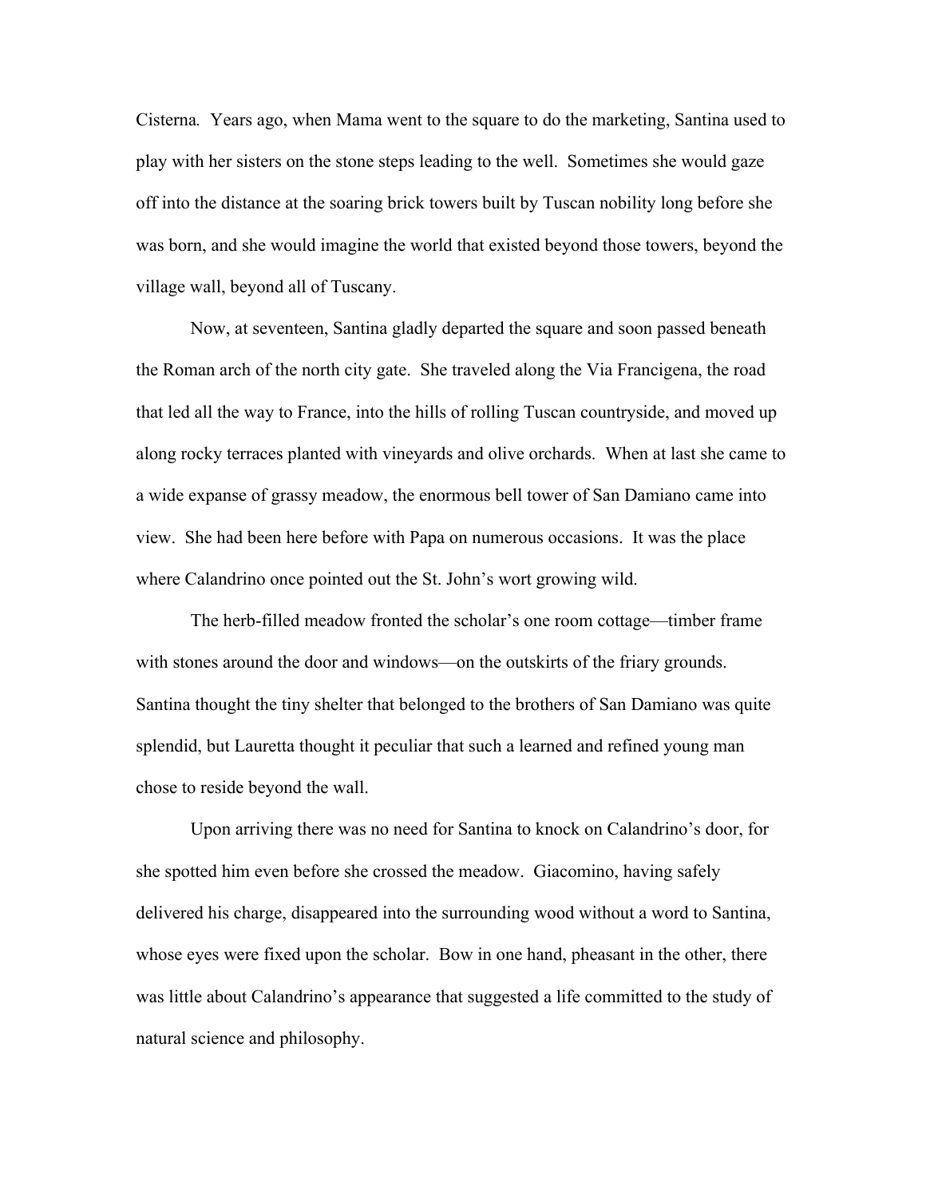*Cisterna*. Years ago, when Mama went to the square to do the marketing, Santina used to play with her sisters on the stone steps leading to the well. Sometimes she would gaze off into the distance at the soaring brick towers built by Tuscan nobility long before she was born, and she would imagine the world that existed beyond those towers, beyond the village wall, beyond all of Tuscany.

Now, at seventeen, Santina gladly departed the square and soon passed beneath the Roman arch of the north city gate. She traveled along the Via Francigena, the road that led all the way to France, into the hills of rolling Tuscan countryside, and moved up along rocky terraces planted with vineyards and olive orchards. When at last she came to a wide expanse of grassy meadow, the enormous bell tower of San Damiano came into view. She had been here before with Papa on numerous occasions. It was the place where Calandrino once pointed out the St. John's wort growing wild.

The herb-filled meadow fronted the scholar's one room cottage—timber frame with stones around the door and windows—on the outskirts of the friary grounds. Santina thought the tiny shelter that belonged to the brothers of San Damiano was quite splendid, but Lauretta thought it peculiar that such a learned and refined young man chose to reside beyond the wall.

Upon arriving there was no need for Santina to knock on Calandrino's door, for she spotted him even before she crossed the meadow. Giacomino, having safely delivered his charge, disappeared into the surrounding wood without a word to Santina, whose eyes were fixed upon the scholar. Bow in one hand, pheasant in the other, there was little about Calandrino's appearance that suggested a life committed to the study of natural science and philosophy.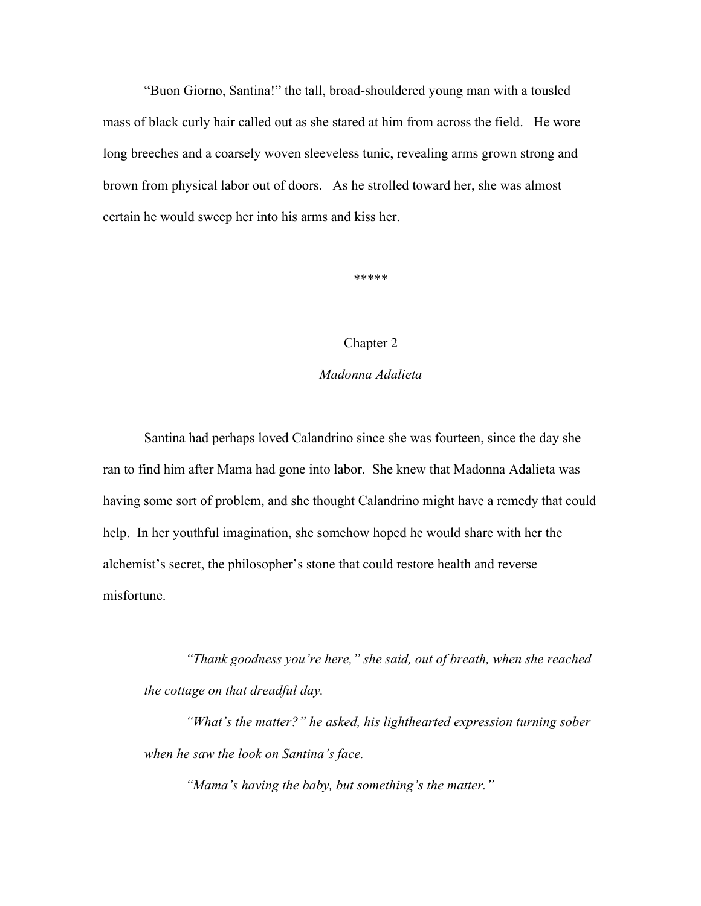"Buon Giorno, Santina!" the tall, broad-shouldered young man with a tousled mass of black curly hair called out as she stared at him from across the field. He wore long breeches and a coarsely woven sleeveless tunic, revealing arms grown strong and brown from physical labor out of doors. As he strolled toward her, she was almost certain he would sweep her into his arms and kiss her.

*****

## Chapter 2

### *Madonna Adalieta*

Santina had perhaps loved Calandrino since she was fourteen, since the day she ran to find him after Mama had gone into labor. She knew that Madonna Adalieta was having some sort of problem, and she thought Calandrino might have a remedy that could help. In her youthful imagination, she somehow hoped he would share with her the alchemist's secret, the philosopher's stone that could restore health and reverse misfortune.

> *"Thank goodness you're here," she said, out of breath, when she reached the cottage on that dreadful day.*
>
> *"What's the matter?" he asked, his lighthearted expression turning sober when he saw the look on Santina's face.*
>
> *"Mama's having the baby, but something's the matter."*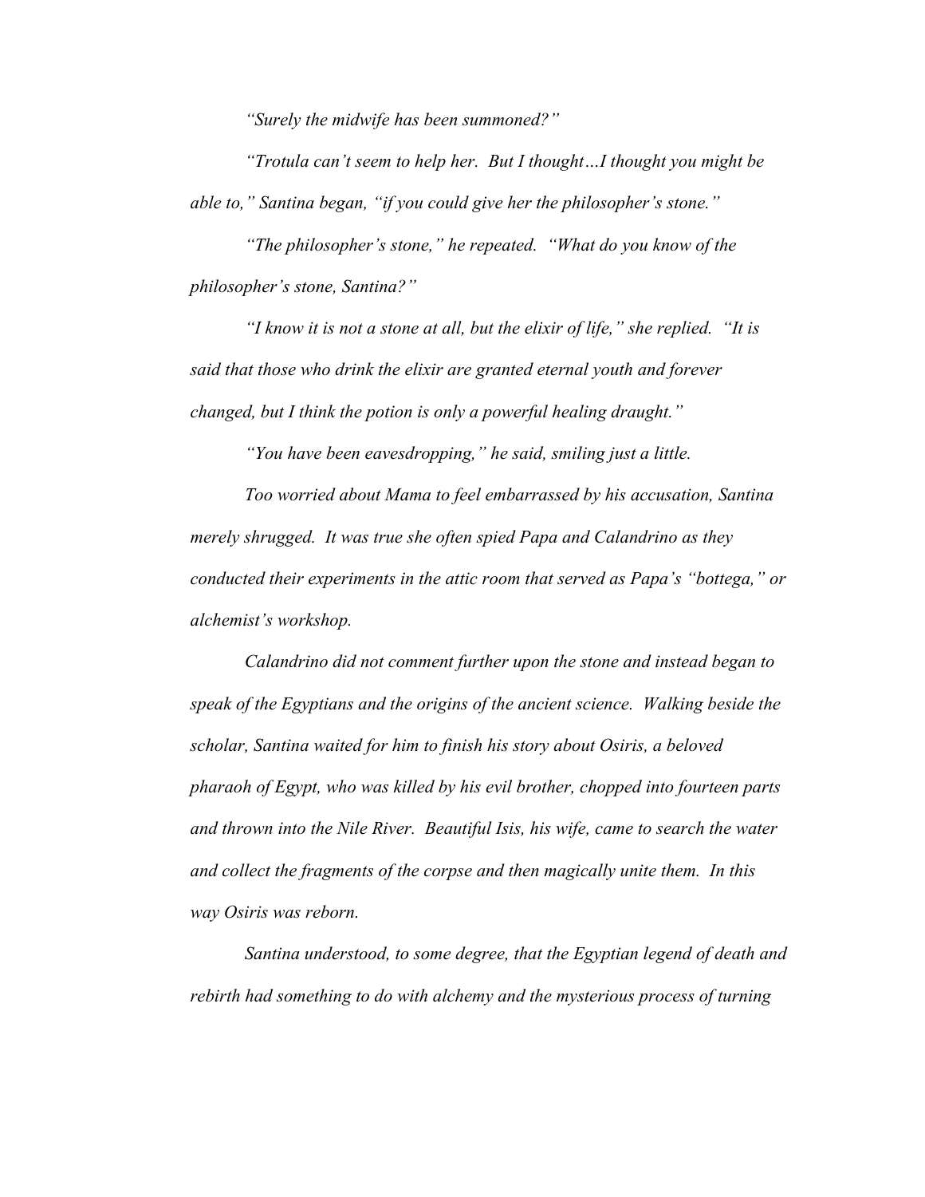*"Surely the midwife has been summoned?"*

*"Trotula can't seem to help her. But I thought…I thought you might be able to," Santina began, "if you could give her the philosopher's stone."*

*"The philosopher's stone," he repeated. "What do you know of the philosopher's stone, Santina?"*

*"I know it is not a stone at all, but the elixir of life," she replied. "It is said that those who drink the elixir are granted eternal youth and forever changed, but I think the potion is only a powerful healing draught."*

*"You have been eavesdropping," he said, smiling just a little.*

*Too worried about Mama to feel embarrassed by his accusation, Santina merely shrugged. It was true she often spied Papa and Calandrino as they conducted their experiments in the attic room that served as Papa's "bottega," or alchemist's workshop.*

*Calandrino did not comment further upon the stone and instead began to speak of the Egyptians and the origins of the ancient science. Walking beside the scholar, Santina waited for him to finish his story about Osiris, a beloved pharaoh of Egypt, who was killed by his evil brother, chopped into fourteen parts and thrown into the Nile River. Beautiful Isis, his wife, came to search the water and collect the fragments of the corpse and then magically unite them. In this way Osiris was reborn.*

*Santina understood, to some degree, that the Egyptian legend of death and rebirth had something to do with alchemy and the mysterious process of turning*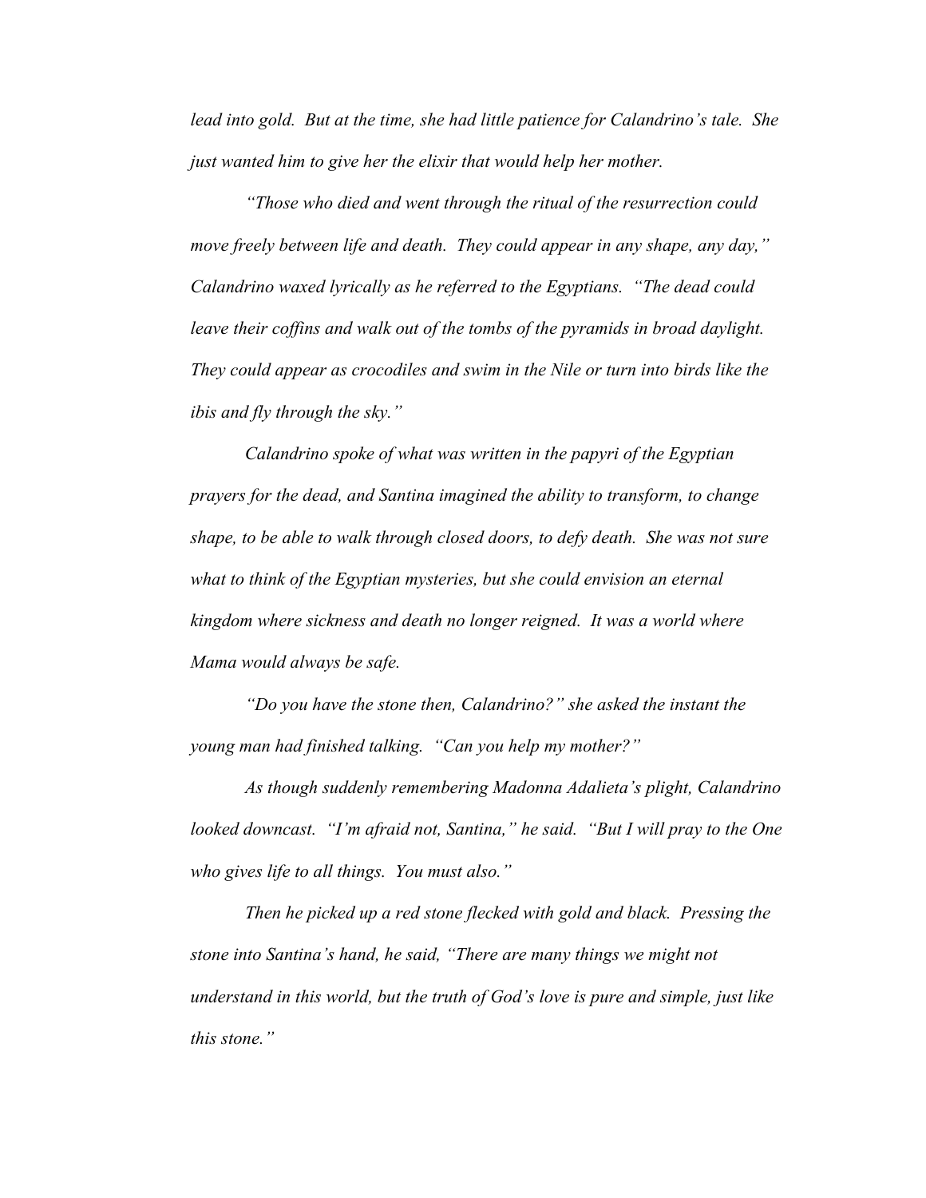*lead into gold. But at the time, she had little patience for Calandrino's tale. She just wanted him to give her the elixir that would help her mother.*

*"Those who died and went through the ritual of the resurrection could move freely between life and death. They could appear in any shape, any day," Calandrino waxed lyrically as he referred to the Egyptians. "The dead could leave their coffins and walk out of the tombs of the pyramids in broad daylight. They could appear as crocodiles and swim in the Nile or turn into birds like the ibis and fly through the sky."*

*Calandrino spoke of what was written in the papyri of the Egyptian prayers for the dead, and Santina imagined the ability to transform, to change shape, to be able to walk through closed doors, to defy death. She was not sure what to think of the Egyptian mysteries, but she could envision an eternal kingdom where sickness and death no longer reigned. It was a world where Mama would always be safe.*

*"Do you have the stone then, Calandrino?" she asked the instant the young man had finished talking. "Can you help my mother?"*

*As though suddenly remembering Madonna Adalieta's plight, Calandrino looked downcast. "I'm afraid not, Santina," he said. "But I will pray to the One who gives life to all things. You must also."*

*Then he picked up a red stone flecked with gold and black. Pressing the stone into Santina's hand, he said, "There are many things we might not understand in this world, but the truth of God's love is pure and simple, just like this stone."*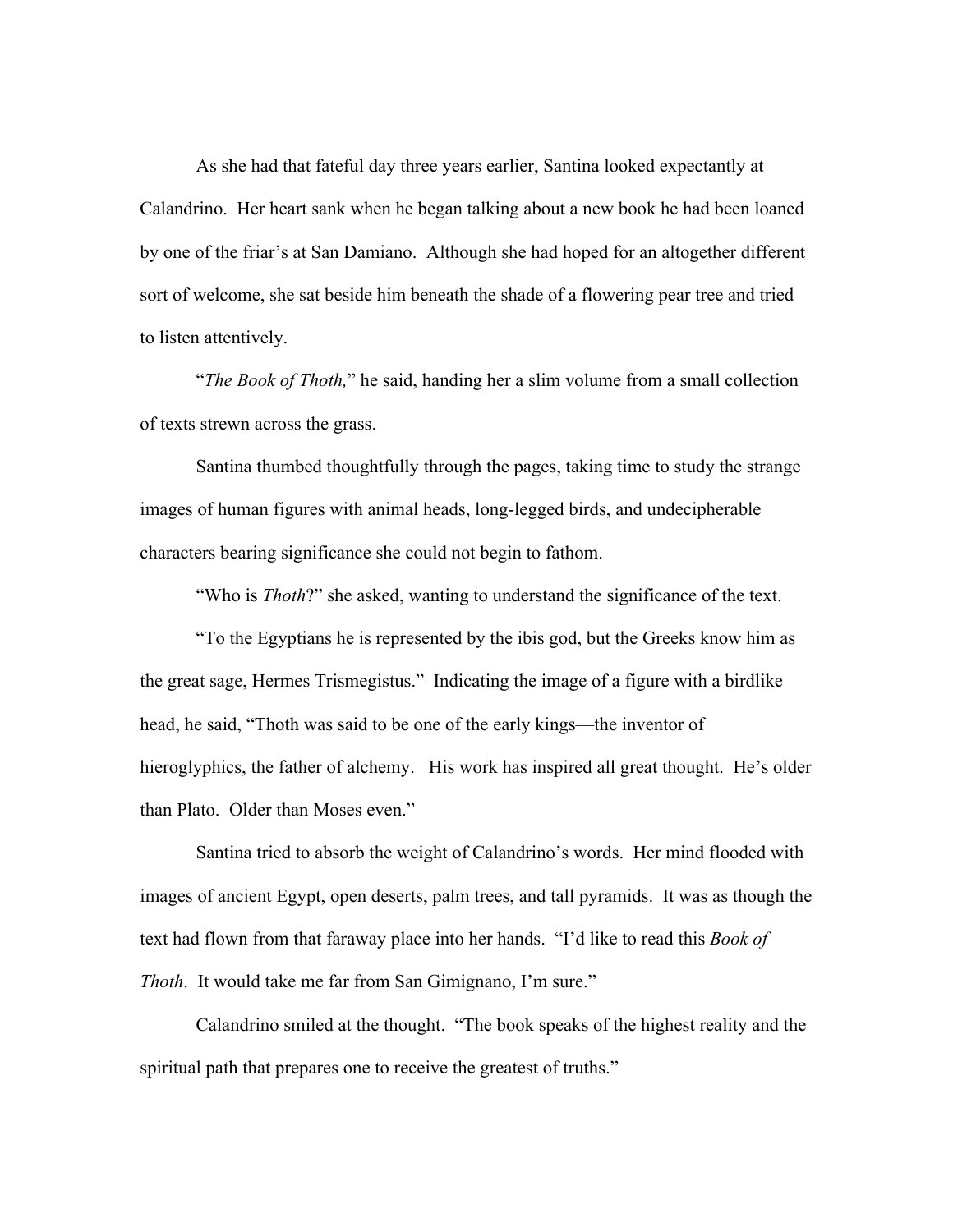As she had that fateful day three years earlier, Santina looked expectantly at Calandrino. Her heart sank when he began talking about a new book he had been loaned by one of the friar's at San Damiano. Although she had hoped for an altogether different sort of welcome, she sat beside him beneath the shade of a flowering pear tree and tried to listen attentively.

"*The Book of Thoth,*" he said, handing her a slim volume from a small collection of texts strewn across the grass.

Santina thumbed thoughtfully through the pages, taking time to study the strange images of human figures with animal heads, long-legged birds, and undecipherable characters bearing significance she could not begin to fathom.

"Who is *Thoth*?" she asked, wanting to understand the significance of the text.

"To the Egyptians he is represented by the ibis god, but the Greeks know him as the great sage, Hermes Trismegistus." Indicating the image of a figure with a birdlike head, he said, "Thoth was said to be one of the early kings—the inventor of hieroglyphics, the father of alchemy. His work has inspired all great thought. He's older than Plato. Older than Moses even."

Santina tried to absorb the weight of Calandrino's words. Her mind flooded with images of ancient Egypt, open deserts, palm trees, and tall pyramids. It was as though the text had flown from that faraway place into her hands. "I'd like to read this *Book of Thoth*. It would take me far from San Gimignano, I'm sure."

Calandrino smiled at the thought. "The book speaks of the highest reality and the spiritual path that prepares one to receive the greatest of truths."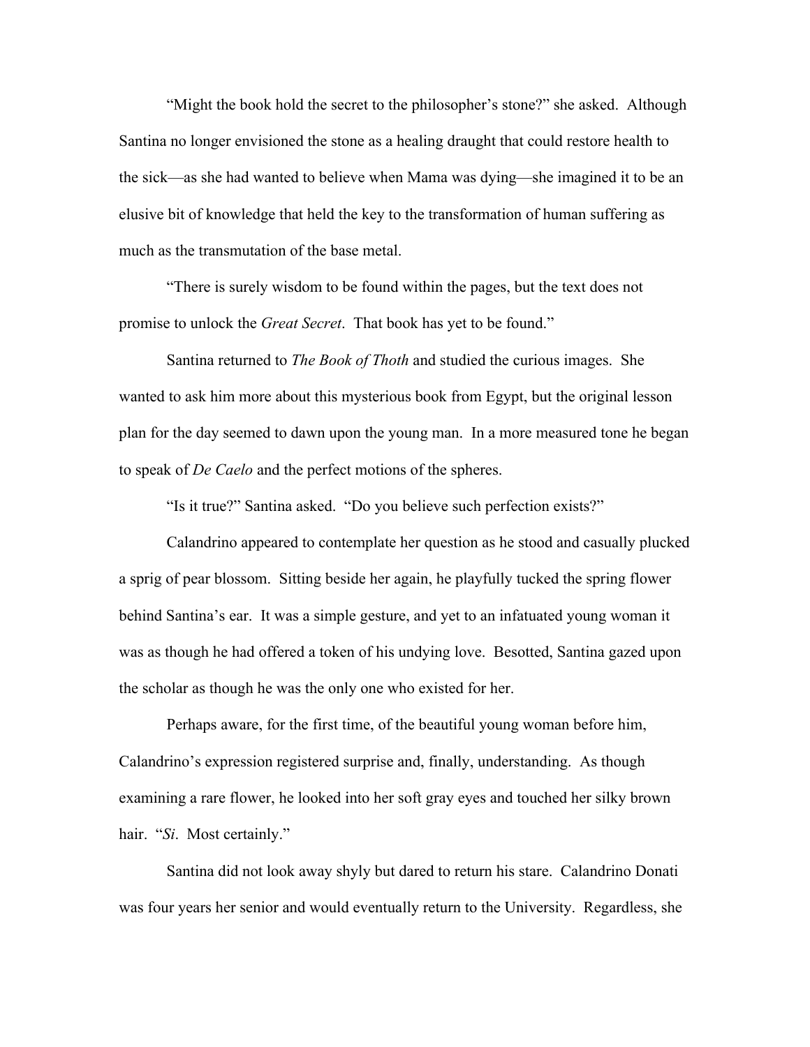"Might the book hold the secret to the philosopher's stone?" she asked. Although Santina no longer envisioned the stone as a healing draught that could restore health to the sick—as she had wanted to believe when Mama was dying—she imagined it to be an elusive bit of knowledge that held the key to the transformation of human suffering as much as the transmutation of the base metal.

"There is surely wisdom to be found within the pages, but the text does not promise to unlock the *Great Secret*. That book has yet to be found."

Santina returned to *The Book of Thoth* and studied the curious images. She wanted to ask him more about this mysterious book from Egypt, but the original lesson plan for the day seemed to dawn upon the young man. In a more measured tone he began to speak of *De Caelo* and the perfect motions of the spheres.

"Is it true?" Santina asked. "Do you believe such perfection exists?"

Calandrino appeared to contemplate her question as he stood and casually plucked a sprig of pear blossom. Sitting beside her again, he playfully tucked the spring flower behind Santina's ear. It was a simple gesture, and yet to an infatuated young woman it was as though he had offered a token of his undying love. Besotted, Santina gazed upon the scholar as though he was the only one who existed for her.

Perhaps aware, for the first time, of the beautiful young woman before him, Calandrino's expression registered surprise and, finally, understanding. As though examining a rare flower, he looked into her soft gray eyes and touched her silky brown hair. "*Si*. Most certainly."

Santina did not look away shyly but dared to return his stare. Calandrino Donati was four years her senior and would eventually return to the University. Regardless, she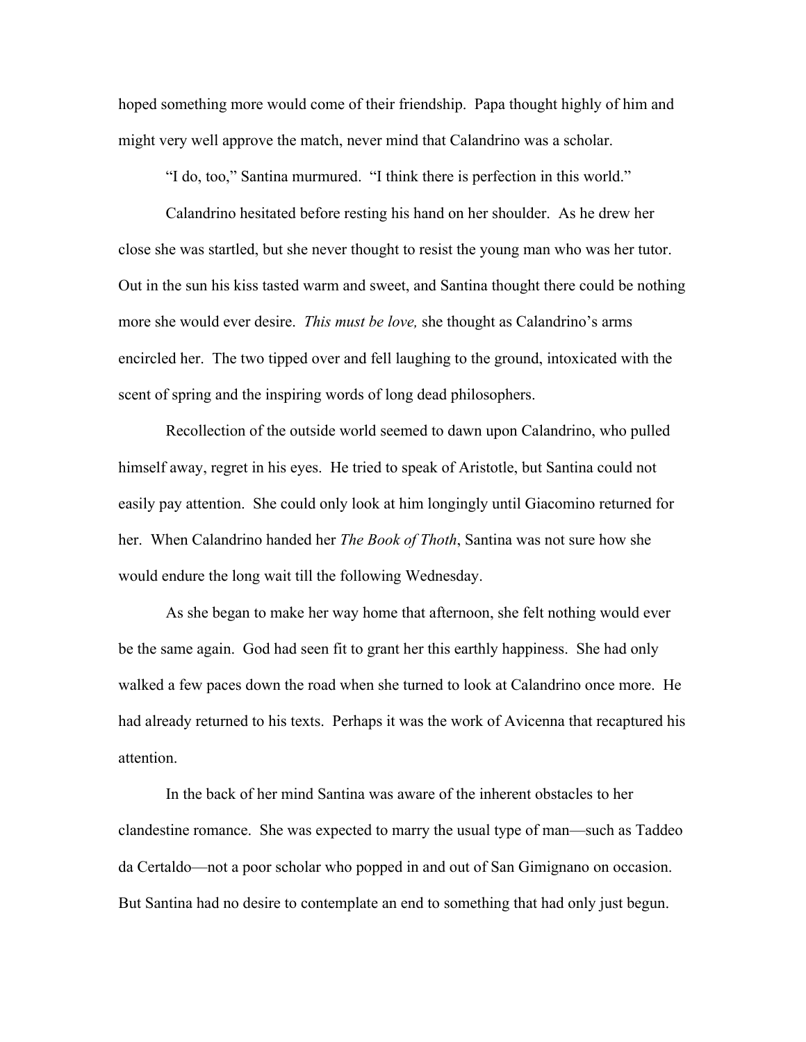hoped something more would come of their friendship. Papa thought highly of him and might very well approve the match, never mind that Calandrino was a scholar.

"I do, too," Santina murmured. "I think there is perfection in this world."

Calandrino hesitated before resting his hand on her shoulder. As he drew her close she was startled, but she never thought to resist the young man who was her tutor. Out in the sun his kiss tasted warm and sweet, and Santina thought there could be nothing more she would ever desire. *This must be love,* she thought as Calandrino's arms encircled her. The two tipped over and fell laughing to the ground, intoxicated with the scent of spring and the inspiring words of long dead philosophers.

Recollection of the outside world seemed to dawn upon Calandrino, who pulled himself away, regret in his eyes. He tried to speak of Aristotle, but Santina could not easily pay attention. She could only look at him longingly until Giacomino returned for her. When Calandrino handed her *The Book of Thoth*, Santina was not sure how she would endure the long wait till the following Wednesday.

As she began to make her way home that afternoon, she felt nothing would ever be the same again. God had seen fit to grant her this earthly happiness. She had only walked a few paces down the road when she turned to look at Calandrino once more. He had already returned to his texts. Perhaps it was the work of Avicenna that recaptured his attention.

In the back of her mind Santina was aware of the inherent obstacles to her clandestine romance. She was expected to marry the usual type of man—such as Taddeo da Certaldo—not a poor scholar who popped in and out of San Gimignano on occasion. But Santina had no desire to contemplate an end to something that had only just begun.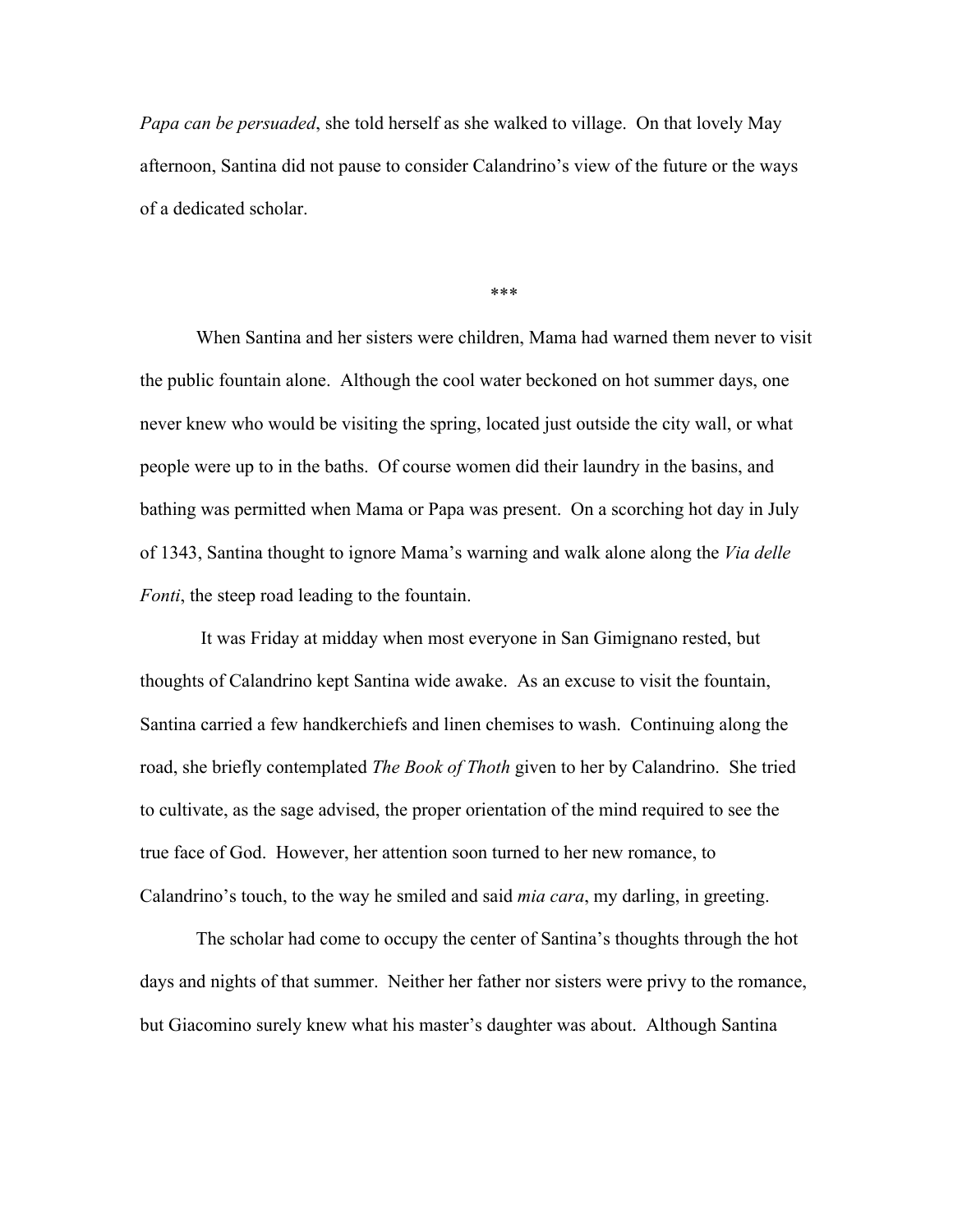*Papa can be persuaded*, she told herself as she walked to village. On that lovely May afternoon, Santina did not pause to consider Calandrino's view of the future or the ways of a dedicated scholar.

***

When Santina and her sisters were children, Mama had warned them never to visit the public fountain alone. Although the cool water beckoned on hot summer days, one never knew who would be visiting the spring, located just outside the city wall, or what people were up to in the baths. Of course women did their laundry in the basins, and bathing was permitted when Mama or Papa was present. On a scorching hot day in July of 1343, Santina thought to ignore Mama's warning and walk alone along the *Via delle Fonti*, the steep road leading to the fountain.

It was Friday at midday when most everyone in San Gimignano rested, but thoughts of Calandrino kept Santina wide awake. As an excuse to visit the fountain, Santina carried a few handkerchiefs and linen chemises to wash. Continuing along the road, she briefly contemplated *The Book of Thoth* given to her by Calandrino. She tried to cultivate, as the sage advised, the proper orientation of the mind required to see the true face of God. However, her attention soon turned to her new romance, to Calandrino's touch, to the way he smiled and said *mia cara*, my darling, in greeting.

The scholar had come to occupy the center of Santina's thoughts through the hot days and nights of that summer. Neither her father nor sisters were privy to the romance, but Giacomino surely knew what his master's daughter was about. Although Santina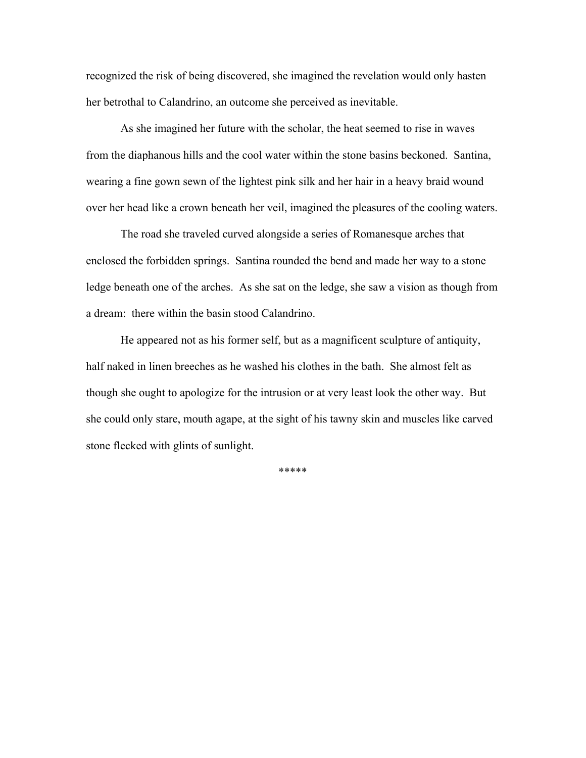recognized the risk of being discovered, she imagined the revelation would only hasten her betrothal to Calandrino, an outcome she perceived as inevitable.

As she imagined her future with the scholar, the heat seemed to rise in waves from the diaphanous hills and the cool water within the stone basins beckoned. Santina, wearing a fine gown sewn of the lightest pink silk and her hair in a heavy braid wound over her head like a crown beneath her veil, imagined the pleasures of the cooling waters.

The road she traveled curved alongside a series of Romanesque arches that enclosed the forbidden springs. Santina rounded the bend and made her way to a stone ledge beneath one of the arches. As she sat on the ledge, she saw a vision as though from a dream: there within the basin stood Calandrino.

He appeared not as his former self, but as a magnificent sculpture of antiquity, half naked in linen breeches as he washed his clothes in the bath. She almost felt as though she ought to apologize for the intrusion or at very least look the other way. But she could only stare, mouth agape, at the sight of his tawny skin and muscles like carved stone flecked with glints of sunlight.

*****